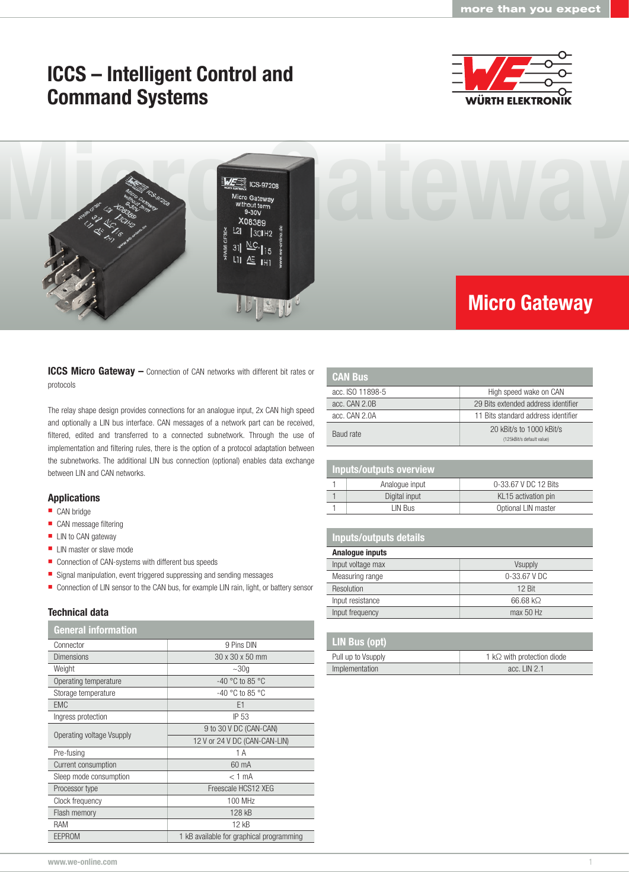# ICCS – Intelligent Control and Command Systems

## Micro Gateway

**ICCS Micro Gateway –** Connection of CAN networks with different bit rates or protocols

The relay shape design provides connections for an analogue input, 2x CAN high speed and optionally a LIN bus interface. CAN messages of a network part can be received, filtered, edited and transferred to a connected subnetwork. Through the use of implementation and filtering rules, there is the option of a protocol adaptation between the subnetworks. The additional LIN bus connection (optional) enables data exchange between LIN and CAN networks.

### Applications

- CAN bridge
- CAN message filtering
- LIN to CAN gateway
- LIN master or slave mode
- Connection of CAN-systems with different bus speeds
- Signal manipulation, event triggered suppressing and sending messages
- Connection of LIN sensor to the CAN bus, for example LIN rain, light, or battery sensor

### Technical data

| General information | |
|---|---|
| Connector | 9 Pins DIN |
| Dimensions | 30 x 30 x 50 mm |
| Weight | ~30g |
| Operating temperature | -40 °C to 85 °C |
| Storage temperature | -40 °C to 85 °C |
| EMC | E1 |
| Ingress protection | IP 53 |
| Operating voltage Vsupply | 9 to 30 V DC (CAN-CAN) |
| | 12 V or 24 V DC (CAN-CAN-LIN) |
| Pre-fusing | 1 A |
| Current consumption | 60 mA |
| Sleep mode consumption | < 1 mA |
| Processor type | Freescale HCS12 XEG |
| Clock frequency | 100 MHz |
| Flash memory | 128 kB |
| RAM | 12 kB |
| EEPROM | 1 kB available for graphical programming |

| CAN Bus | |
|---|---|
| acc. ISO 11898-5 | High speed wake on CAN |
| acc. CAN 2.0B | 29 Bits extended address identifier |
| acc. CAN 2.0A | 11 Bits standard address identifier |
| Baud rate | 20 kBit/s to 1000 kBit/s (125kBit/s default value) |

| Inputs/outputs overview | | |
|---|---|---|
| 1 | Analogue input | 0-33.67 V DC 12 Bits |
| 1 | Digital input | KL15 activation pin |
| 1 | LIN Bus | Optional LIN master |

| Inputs/outputs details | |
|---|---|
| **Analogue inputs** | |
| Input voltage max | Vsupply |
| Measuring range | 0-33.67 V DC |
| Resolution | 12 Bit |
| Input resistance | 66.68 kΩ |
| Input frequency | max 50 Hz |

| LIN Bus (opt) | |
|---|---|
| Pull up to Vsupply | 1 kΩ with protection diode |
| Implementation | acc. LIN 2.1 |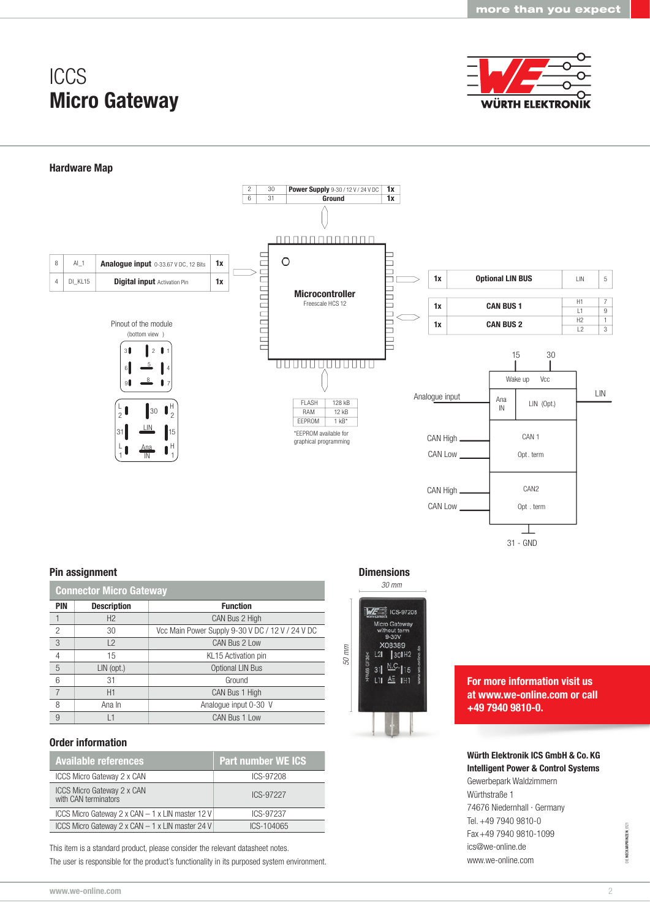# ICCS
# Micro Gateway

## Hardware Map

| | | | |
|---|---|---|---|
| 2 | 30 | **Power Supply** 9-30 / 12 V / 24 V DC | 1x |
| 6 | 31 | **Ground** | 1x |

| | | | |
|---|---|---|---|
| 8 | AI_1 | **Analogue input** 0-33.67 V DC, 12 Bits | 1x |
| 4 | DI_KL15 | **Digital input** Activation Pin | 1x |

**Microcontroller**
Freescale HCS 12

| | | | |
|---|---|---|---|
| 1x | **Optional LIN BUS** | LIN | 5 |
| 1x | **CAN BUS 1** | H1 | 7 |
| | | L1 | 9 |
| 1x | **CAN BUS 2** | H2 | 1 |
| | | L2 | 3 |

Pinout of the module
(bottom view )

| | |
|---|---|
| FLASH | 128 kB |
| RAM | 12 kB |
| EEPROM | 1 kB* |

*EEPROM available for graphical programming

15 30
Wake up Vcc
Analogue input
Ana IN
LIN (Opt.)
LIN
CAN High
CAN Low
CAN 1
Opt. term
CAN High
CAN Low
CAN2
Opt . term
31 - GND

## Pin assignment

| PIN | Description | Function |
|---|---|---|
| 1 | H2 | CAN Bus 2 High |
| 2 | 30 | Vcc Main Power Supply 9-30 V DC / 12 V / 24 V DC |
| 3 | L2 | CAN Bus 2 Low |
| 4 | 15 | KL15 Activation pin |
| 5 | LIN (opt.) | Optional LIN Bus |
| 6 | 31 | Ground |
| 7 | H1 | CAN Bus 1 High |
| 8 | Ana In | Analogue input 0-30 V |
| 9 | L1 | CAN Bus 1 Low |

## Dimensions

30 mm
50 mm

## Order information

| Available references | Part number WE ICS |
|---|---|
| ICCS Micro Gateway 2 x CAN | ICS-97208 |
| ICCS Micro Gateway 2 x CAN with CAN terminators | ICS-97227 |
| ICCS Micro Gateway 2 x CAN – 1 x LIN master 12 V | ICS-97237 |
| ICCS Micro Gateway 2 x CAN – 1 x LIN master 24 V | ICS-104065 |

This item is a standard product, please consider the relevant datasheet notes.
The user is responsible for the product's functionality in its purposed system environment.

**For more information visit us at www.we-online.com or call +49 7940 9810-0.**

**Würth Elektronik ICS GmbH & Co. KG**
**Intelligent Power & Control Systems**
Gewerbepark Waldzimmern
Würthstraße 1
74676 Niedernhall · Germany
Tel. +49 7940 9810-0
Fax +49 7940 9810-1099
ics@we-online.de
www.we-online.com